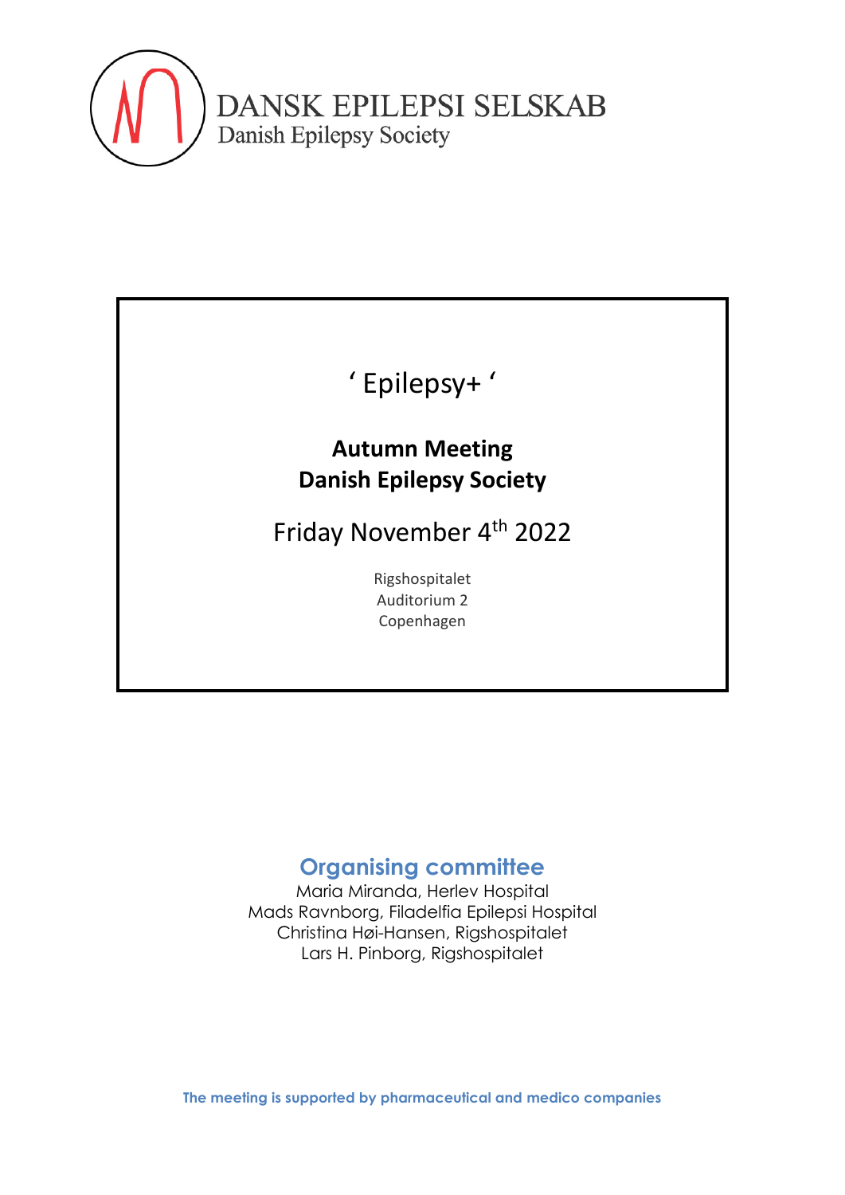DANSK EPILEPSI SELSKAB
Danish Epilepsy Society

# ' Epilepsy+ '

## Autumn Meeting
## Danish Epilepsy Society

Friday November 4th 2022

Rigshospitalet
Auditorium 2
Copenhagen

## Organising committee

Maria Miranda, Herlev Hospital
Mads Ravnborg, Filadelfia Epilepsi Hospital
Christina Høi-Hansen, Rigshospitalet
Lars H. Pinborg, Rigshospitalet

**The meeting is supported by pharmaceutical and medico companies**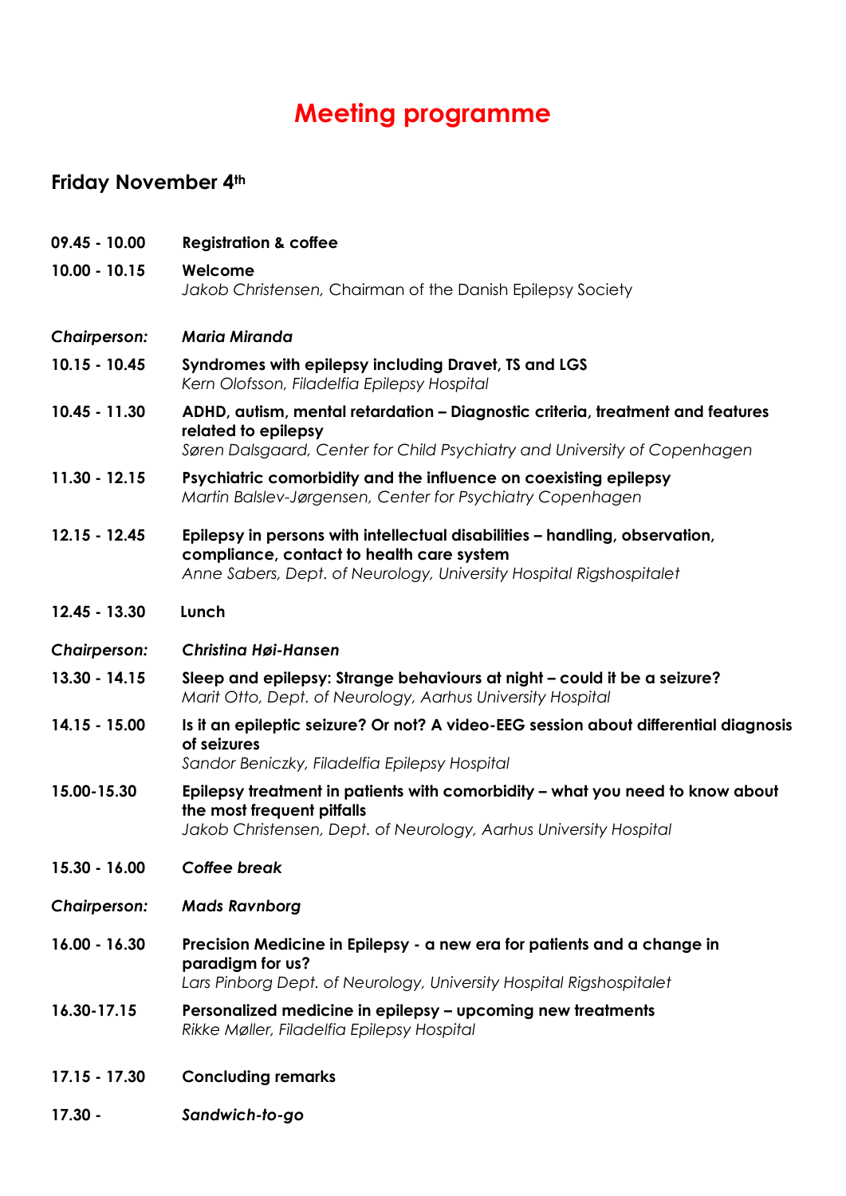# Meeting programme

## Friday November 4th

**09.45 - 10.00** **Registration & coffee**

**10.00 - 10.15** **Welcome**
*Jakob Christensen,* Chairman of the Danish Epilepsy Society

***Chairperson:*** ***Maria Miranda***

**10.15 - 10.45** **Syndromes with epilepsy including Dravet, TS and LGS**
*Kern Olofsson, Filadelfia Epilepsy Hospital*

**10.45 - 11.30** **ADHD, autism, mental retardation – Diagnostic criteria, treatment and features related to epilepsy**
*Søren Dalsgaard, Center for Child Psychiatry and University of Copenhagen*

**11.30 - 12.15** **Psychiatric comorbidity and the influence on coexisting epilepsy**
*Martin Balslev-Jørgensen, Center for Psychiatry Copenhagen*

**12.15 - 12.45** **Epilepsy in persons with intellectual disabilities – handling, observation, compliance, contact to health care system**
*Anne Sabers, Dept. of Neurology, University Hospital Rigshospitalet*

**12.45 - 13.30** **Lunch**

***Chairperson:*** ***Christina Høi-Hansen***

**13.30 - 14.15** **Sleep and epilepsy: Strange behaviours at night – could it be a seizure?**
*Marit Otto, Dept. of Neurology, Aarhus University Hospital*

**14.15 - 15.00** **Is it an epileptic seizure? Or not? A video-EEG session about differential diagnosis of seizures**
*Sandor Beniczky, Filadelfia Epilepsy Hospital*

**15.00-15.30** **Epilepsy treatment in patients with comorbidity – what you need to know about the most frequent pitfalls**
*Jakob Christensen, Dept. of Neurology, Aarhus University Hospital*

**15.30 - 16.00** ***Coffee break***

***Chairperson:*** ***Mads Ravnborg***

**16.00 - 16.30** **Precision Medicine in Epilepsy - a new era for patients and a change in paradigm for us?**
*Lars Pinborg Dept. of Neurology, University Hospital Rigshospitalet*

**16.30-17.15** **Personalized medicine in epilepsy – upcoming new treatments**
*Rikke Møller, Filadelfia Epilepsy Hospital*

**17.15 - 17.30** **Concluding remarks**

**17.30 -** ***Sandwich-to-go***